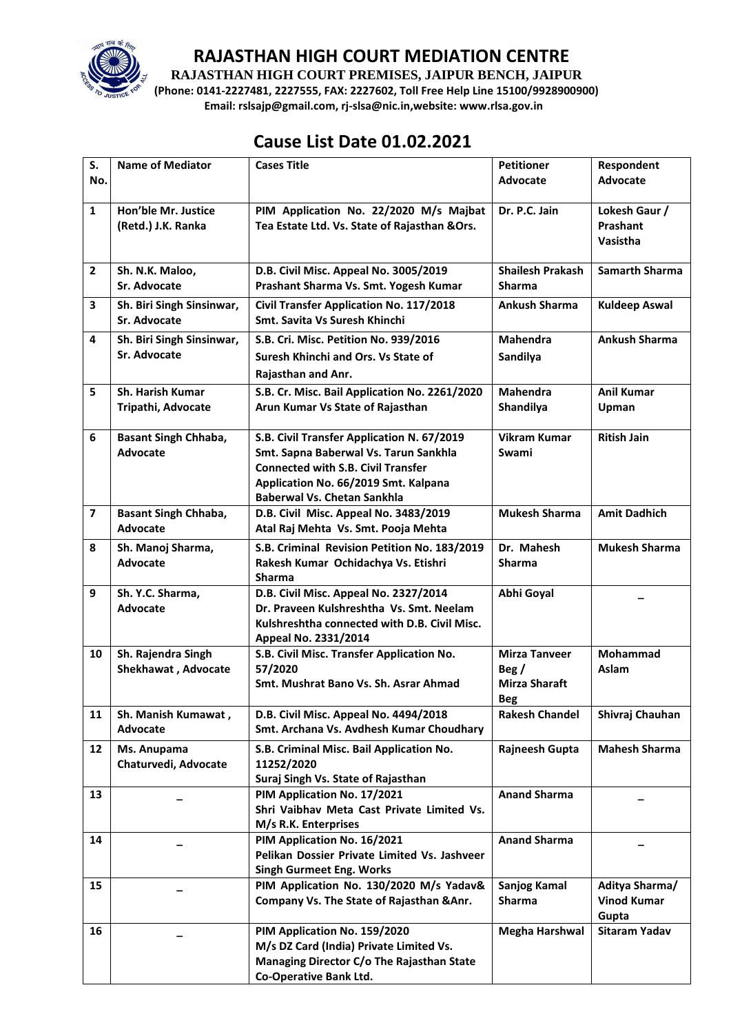# RAJASTHAN HIGH COURT MEDIATION CENTRE

**RAJASTHAN HIGH COURT PREMISES, JAIPUR BENCH, JAIPUR**

**(Phone: 0141-2227481, 2227555, FAX: 2227602, Toll Free Help Line 15100/9928900900)**

**Email: rslsajp@gmail.com, rj-slsa@nic.in,website: www.rlsa.gov.in**

## Cause List Date 01.02.2021

| S. No. | Name of Mediator | Cases Title | Petitioner Advocate | Respondent Advocate |
|---|---|---|---|---|
| 1 | Hon'ble Mr. Justice (Retd.) J.K. Ranka | PIM Application No. 22/2020 M/s Majbat Tea Estate Ltd. Vs. State of Rajasthan &Ors. | Dr. P.C. Jain | Lokesh Gaur / Prashant Vasistha |
| 2 | Sh. N.K. Maloo, Sr. Advocate | D.B. Civil Misc. Appeal No. 3005/2019 Prashant Sharma Vs. Smt. Yogesh Kumar | Shailesh Prakash Sharma | Samarth Sharma |
| 3 | Sh. Biri Singh Sinsinwar, Sr. Advocate | Civil Transfer Application No. 117/2018 Smt. Savita Vs Suresh Khinchi | Ankush Sharma | Kuldeep Aswal |
| 4 | Sh. Biri Singh Sinsinwar, Sr. Advocate | S.B. Cri. Misc. Petition No. 939/2016 Suresh Khinchi and Ors. Vs State of Rajasthan and Anr. | Mahendra Sandilya | Ankush Sharma |
| 5 | Sh. Harish Kumar Tripathi, Advocate | S.B. Cr. Misc. Bail Application No. 2261/2020 Arun Kumar Vs State of Rajasthan | Mahendra Shandilya | Anil Kumar Upman |
| 6 | Basant Singh Chhaba, Advocate | S.B. Civil Transfer Application N. 67/2019 Smt. Sapna Baberwal Vs. Tarun Sankhla Connected with S.B. Civil Transfer Application No. 66/2019 Smt. Kalpana Baberwal Vs. Chetan Sankhla | Vikram Kumar Swami | Ritish Jain |
| 7 | Basant Singh Chhaba, Advocate | D.B. Civil Misc. Appeal No. 3483/2019 Atal Raj Mehta Vs. Smt. Pooja Mehta | Mukesh Sharma | Amit Dadhich |
| 8 | Sh. Manoj Sharma, Advocate | S.B. Criminal Revision Petition No. 183/2019 Rakesh Kumar Ochidachya Vs. Etishri Sharma | Dr. Mahesh Sharma | Mukesh Sharma |
| 9 | Sh. Y.C. Sharma, Advocate | D.B. Civil Misc. Appeal No. 2327/2014 Dr. Praveen Kulshreshtha Vs. Smt. Neelam Kulshreshtha connected with D.B. Civil Misc. Appeal No. 2331/2014 | Abhi Goyal | – |
| 10 | Sh. Rajendra Singh Shekhawat , Advocate | S.B. Civil Misc. Transfer Application No. 57/2020 Smt. Mushrat Bano Vs. Sh. Asrar Ahmad | Mirza Tanveer Beg / Mirza Sharaft Beg | Mohammad Aslam |
| 11 | Sh. Manish Kumawat , Advocate | D.B. Civil Misc. Appeal No. 4494/2018 Smt. Archana Vs. Avdhesh Kumar Choudhary | Rakesh Chandel | Shivraj Chauhan |
| 12 | Ms. Anupama Chaturvedi, Advocate | S.B. Criminal Misc. Bail Application No. 11252/2020 Suraj Singh Vs. State of Rajasthan | Rajneesh Gupta | Mahesh Sharma |
| 13 | – | PIM Application No. 17/2021 Shri Vaibhav Meta Cast Private Limited Vs. M/s R.K. Enterprises | Anand Sharma | – |
| 14 | – | PIM Application No. 16/2021 Pelikan Dossier Private Limited Vs. Jashveer Singh Gurmeet Eng. Works | Anand Sharma | – |
| 15 | – | PIM Application No. 130/2020 M/s Yadav& Company Vs. The State of Rajasthan &Anr. | Sanjog Kamal Sharma | Aditya Sharma/ Vinod Kumar Gupta |
| 16 | – | PIM Application No. 159/2020 M/s DZ Card (India) Private Limited Vs. Managing Director C/o The Rajasthan State Co-Operative Bank Ltd. | Megha Harshwal | Sitaram Yadav |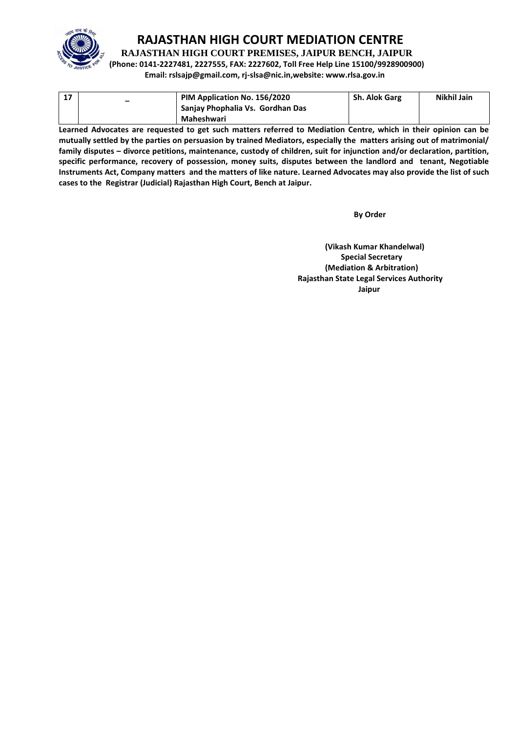# RAJASTHAN HIGH COURT MEDIATION CENTRE

**RAJASTHAN HIGH COURT PREMISES, JAIPUR BENCH, JAIPUR**

**(Phone: 0141-2227481, 2227555, FAX: 2227602, Toll Free Help Line 15100/9928900900)**

**Email: rslsajp@gmail.com, rj-slsa@nic.in,website: www.rlsa.gov.in**

| | | | | |
|---|---|---|---|---|
| **17** | **–** | **PIM Application No. 156/2020 Sanjay Phophalia Vs. Gordhan Das Maheshwari** | **Sh. Alok Garg** | **Nikhil Jain** |

**Learned Advocates are requested to get such matters referred to Mediation Centre, which in their opinion can be mutually settled by the parties on persuasion by trained Mediators, especially the matters arising out of matrimonial/ family disputes – divorce petitions, maintenance, custody of children, suit for injunction and/or declaration, partition, specific performance, recovery of possession, money suits, disputes between the landlord and tenant, Negotiable Instruments Act, Company matters and the matters of like nature. Learned Advocates may also provide the list of such cases to the Registrar (Judicial) Rajasthan High Court, Bench at Jaipur.**

**By Order**

**(Vikash Kumar Khandelwal)**
**Special Secretary**
**(Mediation & Arbitration)**
**Rajasthan State Legal Services Authority**
**Jaipur**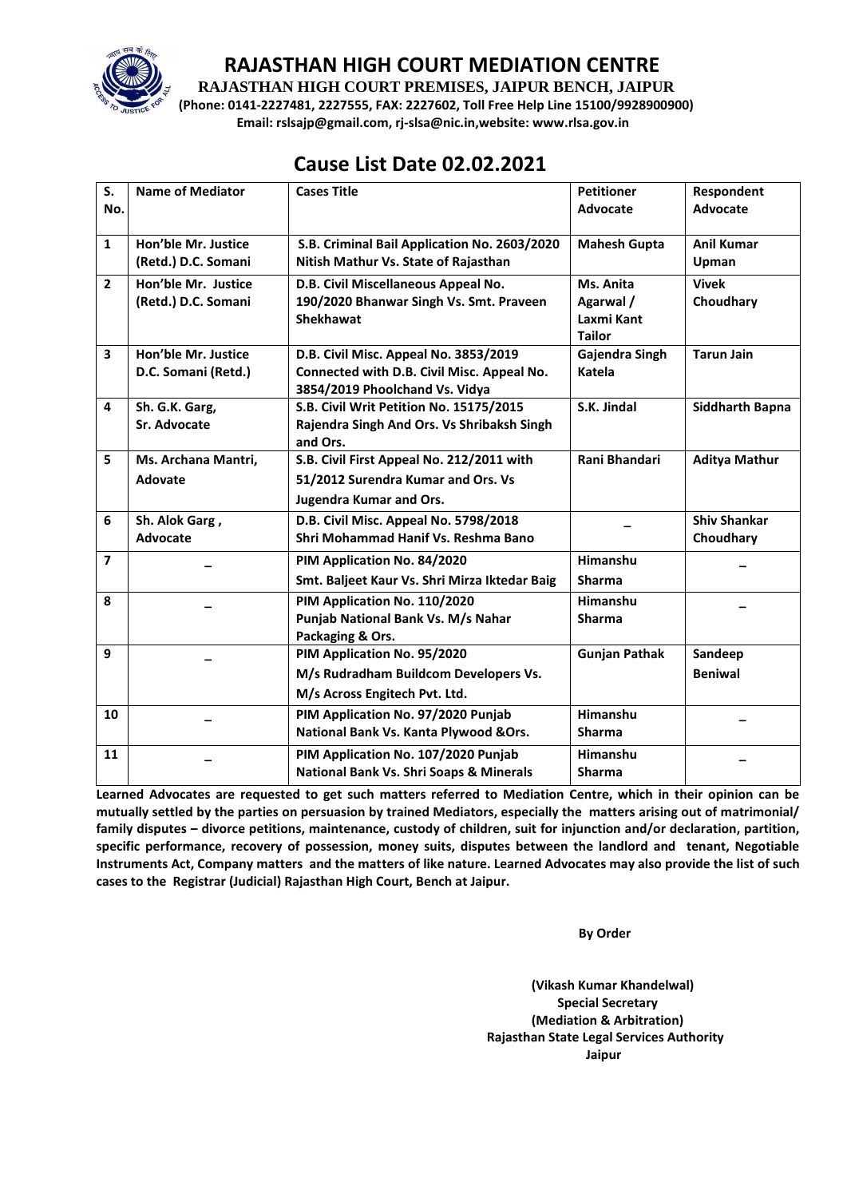# RAJASTHAN HIGH COURT MEDIATION CENTRE

**RAJASTHAN HIGH COURT PREMISES, JAIPUR BENCH, JAIPUR**

**(Phone: 0141-2227481, 2227555, FAX: 2227602, Toll Free Help Line 15100/9928900900)**

**Email: rslsajp@gmail.com, rj-slsa@nic.in,website: www.rlsa.gov.in**

## Cause List Date 02.02.2021

| S. No. | Name of Mediator | Cases Title | Petitioner Advocate | Respondent Advocate |
|---|---|---|---|---|
| 1 | Hon'ble Mr. Justice (Retd.) D.C. Somani | S.B. Criminal Bail Application No. 2603/2020 Nitish Mathur Vs. State of Rajasthan | Mahesh Gupta | Anil Kumar Upman |
| 2 | Hon'ble Mr. Justice (Retd.) D.C. Somani | D.B. Civil Miscellaneous Appeal No. 190/2020 Bhanwar Singh Vs. Smt. Praveen Shekhawat | Ms. Anita Agarwal / Laxmi Kant Tailor | Vivek Choudhary |
| 3 | Hon'ble Mr. Justice D.C. Somani (Retd.) | D.B. Civil Misc. Appeal No. 3853/2019 Connected with D.B. Civil Misc. Appeal No. 3854/2019 Phoolchand Vs. Vidya | Gajendra Singh Katela | Tarun Jain |
| 4 | Sh. G.K. Garg, Sr. Advocate | S.B. Civil Writ Petition No. 15175/2015 Rajendra Singh And Ors. Vs Shribaksh Singh and Ors. | S.K. Jindal | Siddharth Bapna |
| 5 | Ms. Archana Mantri, Adovate | S.B. Civil First Appeal No. 212/2011 with 51/2012 Surendra Kumar and Ors. Vs Jugendra Kumar and Ors. | Rani Bhandari | Aditya Mathur |
| 6 | Sh. Alok Garg , Advocate | D.B. Civil Misc. Appeal No. 5798/2018 Shri Mohammad Hanif Vs. Reshma Bano | – | Shiv Shankar Choudhary |
| 7 | – | PIM Application No. 84/2020 Smt. Baljeet Kaur Vs. Shri Mirza Iktedar Baig | Himanshu Sharma | – |
| 8 | – | PIM Application No. 110/2020 Punjab National Bank Vs. M/s Nahar Packaging & Ors. | Himanshu Sharma | – |
| 9 | – | PIM Application No. 95/2020 M/s Rudradham Buildcom Developers Vs. M/s Across Engitech Pvt. Ltd. | Gunjan Pathak | Sandeep Beniwal |
| 10 | – | PIM Application No. 97/2020 Punjab National Bank Vs. Kanta Plywood &Ors. | Himanshu Sharma | – |
| 11 | – | PIM Application No. 107/2020 Punjab National Bank Vs. Shri Soaps & Minerals | Himanshu Sharma | – |

**Learned Advocates are requested to get such matters referred to Mediation Centre, which in their opinion can be mutually settled by the parties on persuasion by trained Mediators, especially the matters arising out of matrimonial/ family disputes – divorce petitions, maintenance, custody of children, suit for injunction and/or declaration, partition, specific performance, recovery of possession, money suits, disputes between the landlord and tenant, Negotiable Instruments Act, Company matters and the matters of like nature. Learned Advocates may also provide the list of such cases to the Registrar (Judicial) Rajasthan High Court, Bench at Jaipur.**

**By Order**

**(Vikash Kumar Khandelwal)**
**Special Secretary**
**(Mediation & Arbitration)**
**Rajasthan State Legal Services Authority**
**Jaipur**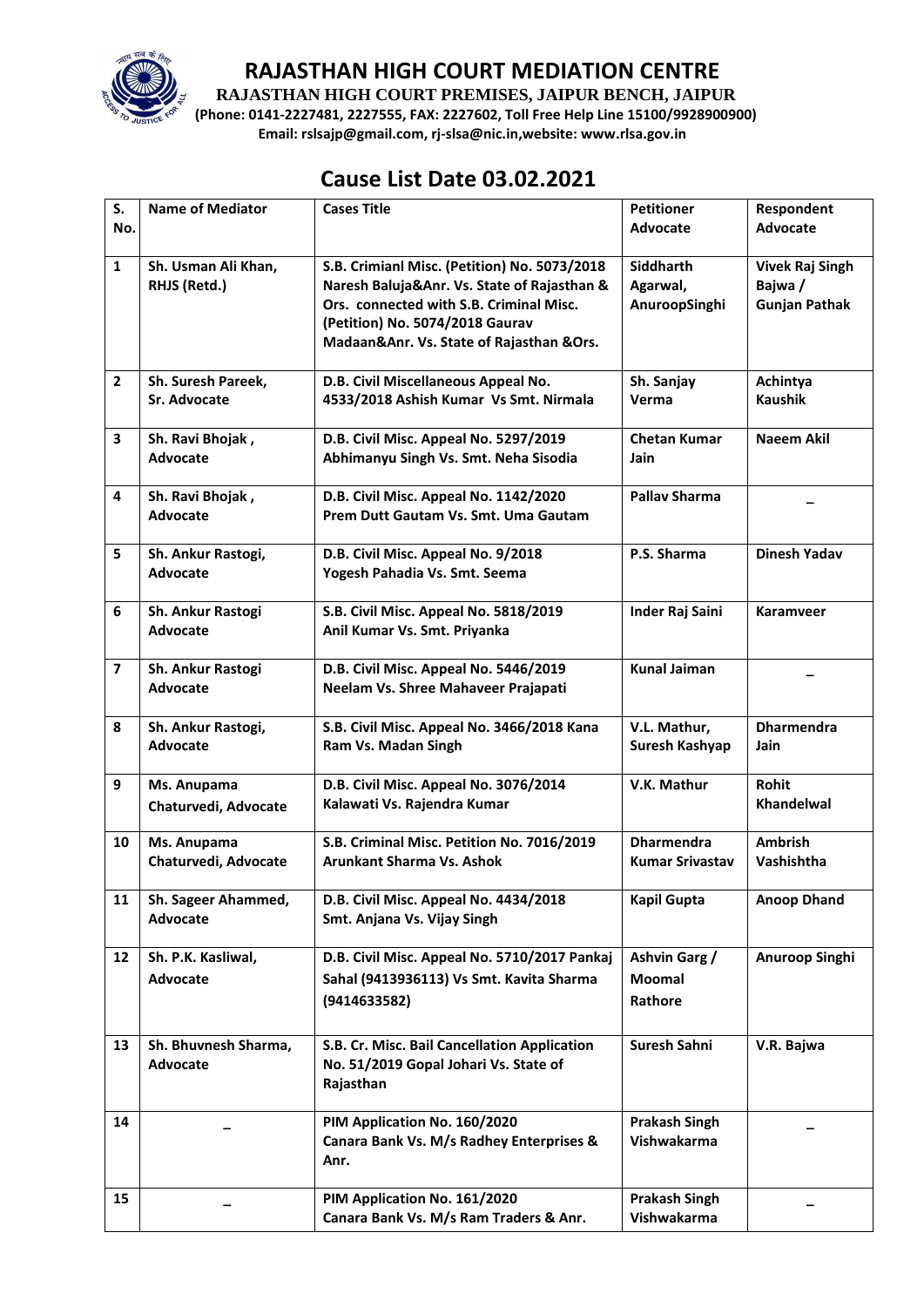# RAJASTHAN HIGH COURT MEDIATION CENTRE

**RAJASTHAN HIGH COURT PREMISES, JAIPUR BENCH, JAIPUR**

**(Phone: 0141-2227481, 2227555, FAX: 2227602, Toll Free Help Line 15100/9928900900)**

**Email: rslsajp@gmail.com, rj-slsa@nic.in,website: www.rlsa.gov.in**

## Cause List Date 03.02.2021

| S. No. | Name of Mediator | Cases Title | Petitioner Advocate | Respondent Advocate |
|---|---|---|---|---|
| 1 | Sh. Usman Ali Khan, RHJS (Retd.) | S.B. Crimianl Misc. (Petition) No. 5073/2018 Naresh Baluja&Anr. Vs. State of Rajasthan & Ors. connected with S.B. Criminal Misc. (Petition) No. 5074/2018 Gaurav Madaan&Anr. Vs. State of Rajasthan &Ors. | Siddharth Agarwal, AnuroopSinghi | Vivek Raj Singh Bajwa / Gunjan Pathak |
| 2 | Sh. Suresh Pareek, Sr. Advocate | D.B. Civil Miscellaneous Appeal No. 4533/2018 Ashish Kumar Vs Smt. Nirmala | Sh. Sanjay Verma | Achintya Kaushik |
| 3 | Sh. Ravi Bhojak , Advocate | D.B. Civil Misc. Appeal No. 5297/2019 Abhimanyu Singh Vs. Smt. Neha Sisodia | Chetan Kumar Jain | Naeem Akil |
| 4 | Sh. Ravi Bhojak , Advocate | D.B. Civil Misc. Appeal No. 1142/2020 Prem Dutt Gautam Vs. Smt. Uma Gautam | Pallav Sharma | – |
| 5 | Sh. Ankur Rastogi, Advocate | D.B. Civil Misc. Appeal No. 9/2018 Yogesh Pahadia Vs. Smt. Seema | P.S. Sharma | Dinesh Yadav |
| 6 | Sh. Ankur Rastogi Advocate | S.B. Civil Misc. Appeal No. 5818/2019 Anil Kumar Vs. Smt. Priyanka | Inder Raj Saini | Karamveer |
| 7 | Sh. Ankur Rastogi Advocate | D.B. Civil Misc. Appeal No. 5446/2019 Neelam Vs. Shree Mahaveer Prajapati | Kunal Jaiman | – |
| 8 | Sh. Ankur Rastogi, Advocate | S.B. Civil Misc. Appeal No. 3466/2018 Kana Ram Vs. Madan Singh | V.L. Mathur, Suresh Kashyap | Dharmendra Jain |
| 9 | Ms. Anupama Chaturvedi, Advocate | D.B. Civil Misc. Appeal No. 3076/2014 Kalawati Vs. Rajendra Kumar | V.K. Mathur | Rohit Khandelwal |
| 10 | Ms. Anupama Chaturvedi, Advocate | S.B. Criminal Misc. Petition No. 7016/2019 Arunkant Sharma Vs. Ashok | Dharmendra Kumar Srivastav | Ambrish Vashishtha |
| 11 | Sh. Sageer Ahammed, Advocate | D.B. Civil Misc. Appeal No. 4434/2018 Smt. Anjana Vs. Vijay Singh | Kapil Gupta | Anoop Dhand |
| 12 | Sh. P.K. Kasliwal, Advocate | D.B. Civil Misc. Appeal No. 5710/2017 Pankaj Sahal (9413936113) Vs Smt. Kavita Sharma (9414633582) | Ashvin Garg / Moomal Rathore | Anuroop Singhi |
| 13 | Sh. Bhuvnesh Sharma, Advocate | S.B. Cr. Misc. Bail Cancellation Application No. 51/2019 Gopal Johari Vs. State of Rajasthan | Suresh Sahni | V.R. Bajwa |
| 14 | – | PIM Application No. 160/2020 Canara Bank Vs. M/s Radhey Enterprises & Anr. | Prakash Singh Vishwakarma | – |
| 15 | – | PIM Application No. 161/2020 Canara Bank Vs. M/s Ram Traders & Anr. | Prakash Singh Vishwakarma | – |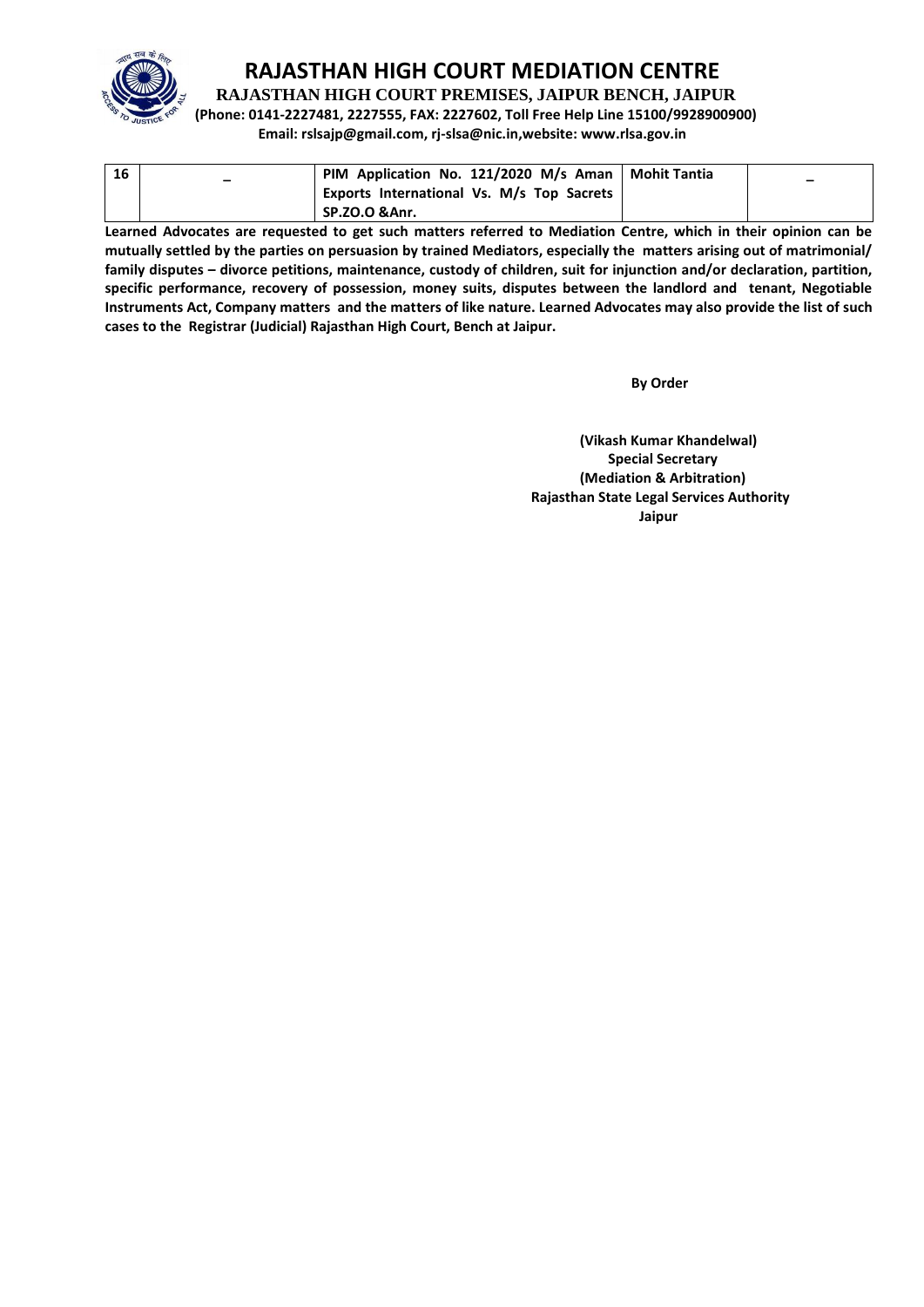# RAJASTHAN HIGH COURT MEDIATION CENTRE

**RAJASTHAN HIGH COURT PREMISES, JAIPUR BENCH, JAIPUR**

**(Phone: 0141-2227481, 2227555, FAX: 2227602, Toll Free Help Line 15100/9928900900)**

**Email: rslsajp@gmail.com, rj-slsa@nic.in,website: www.rlsa.gov.in**

| | | | | |
|---|---|---|---|---|
| 16 | – | PIM Application No. 121/2020 M/s Aman Exports International Vs. M/s Top Sacrets SP.ZO.O &Anr. | Mohit Tantia | – |

**Learned Advocates are requested to get such matters referred to Mediation Centre, which in their opinion can be mutually settled by the parties on persuasion by trained Mediators, especially the matters arising out of matrimonial/ family disputes – divorce petitions, maintenance, custody of children, suit for injunction and/or declaration, partition, specific performance, recovery of possession, money suits, disputes between the landlord and tenant, Negotiable Instruments Act, Company matters and the matters of like nature. Learned Advocates may also provide the list of such cases to the Registrar (Judicial) Rajasthan High Court, Bench at Jaipur.**

**By Order**

**(Vikash Kumar Khandelwal)**
**Special Secretary**
**(Mediation & Arbitration)**
**Rajasthan State Legal Services Authority**
**Jaipur**